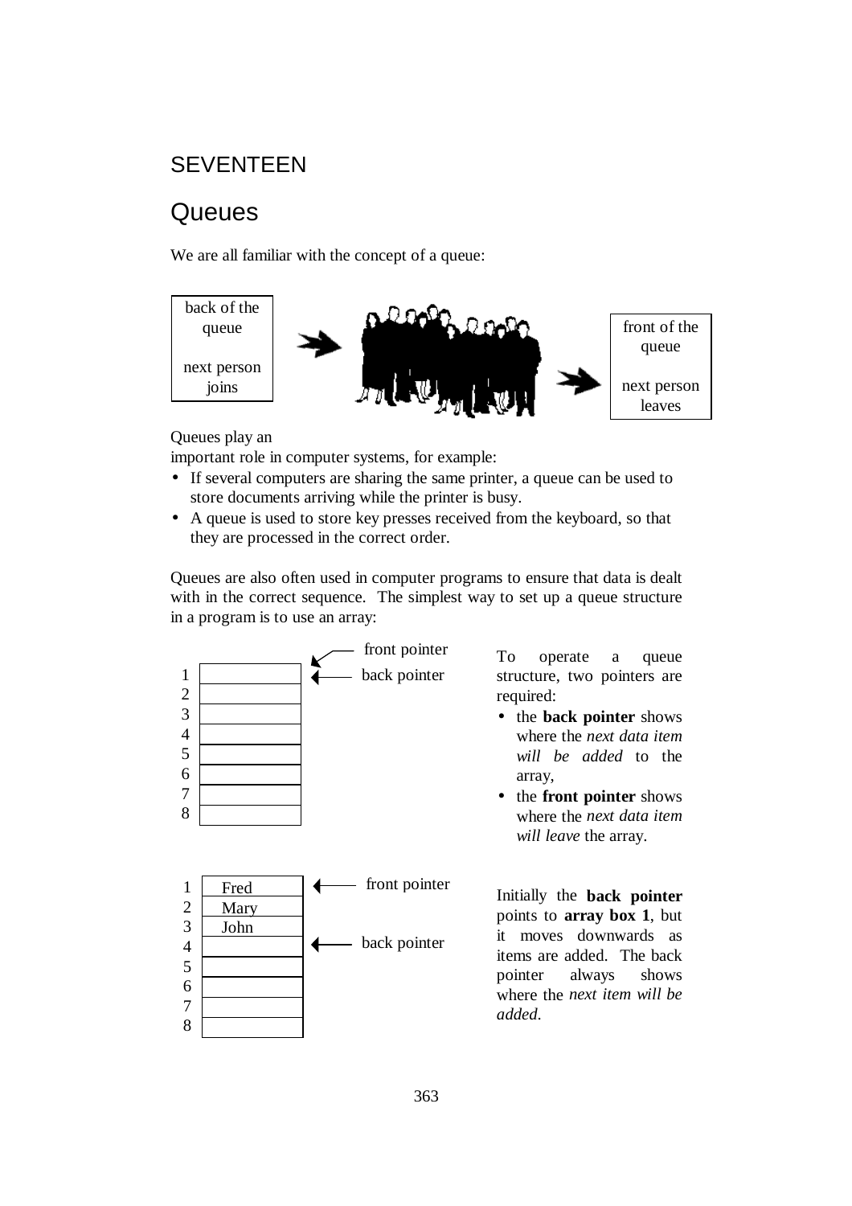# SEVENTEEN

## Queues

We are all familiar with the concept of a queue:

back of the queue

next person joins

front of the queue

next person leaves

Queues play an important role in computer systems, for example:

- If several computers are sharing the same printer, a queue can be used to store documents arriving while the printer is busy.
- A queue is used to store key presses received from the keyboard, so that they are processed in the correct order.

Queues are also often used in computer programs to ensure that data is dealt with in the correct sequence. The simplest way to set up a queue structure in a program is to use an array:

| | |
|---|---|
| 1 | |
| 2 | |
| 3 | |
| 4 | |
| 5 | |
| 6 | |
| 7 | |
| 8 | |

front pointer → 1
back pointer → 1

To operate a queue structure, two pointers are required:

- the **back pointer** shows where the *next data item will be added* to the array,
- the **front pointer** shows where the *next data item will leave* the array.

| | |
|---|---|
| 1 | Fred |
| 2 | Mary |
| 3 | John |
| 4 | |
| 5 | |
| 6 | |
| 7 | |
| 8 | |

front pointer → 1
back pointer → 4

Initially the **back pointer** points to **array box 1**, but it moves downwards as items are added. The back pointer always shows where the *next item will be added.*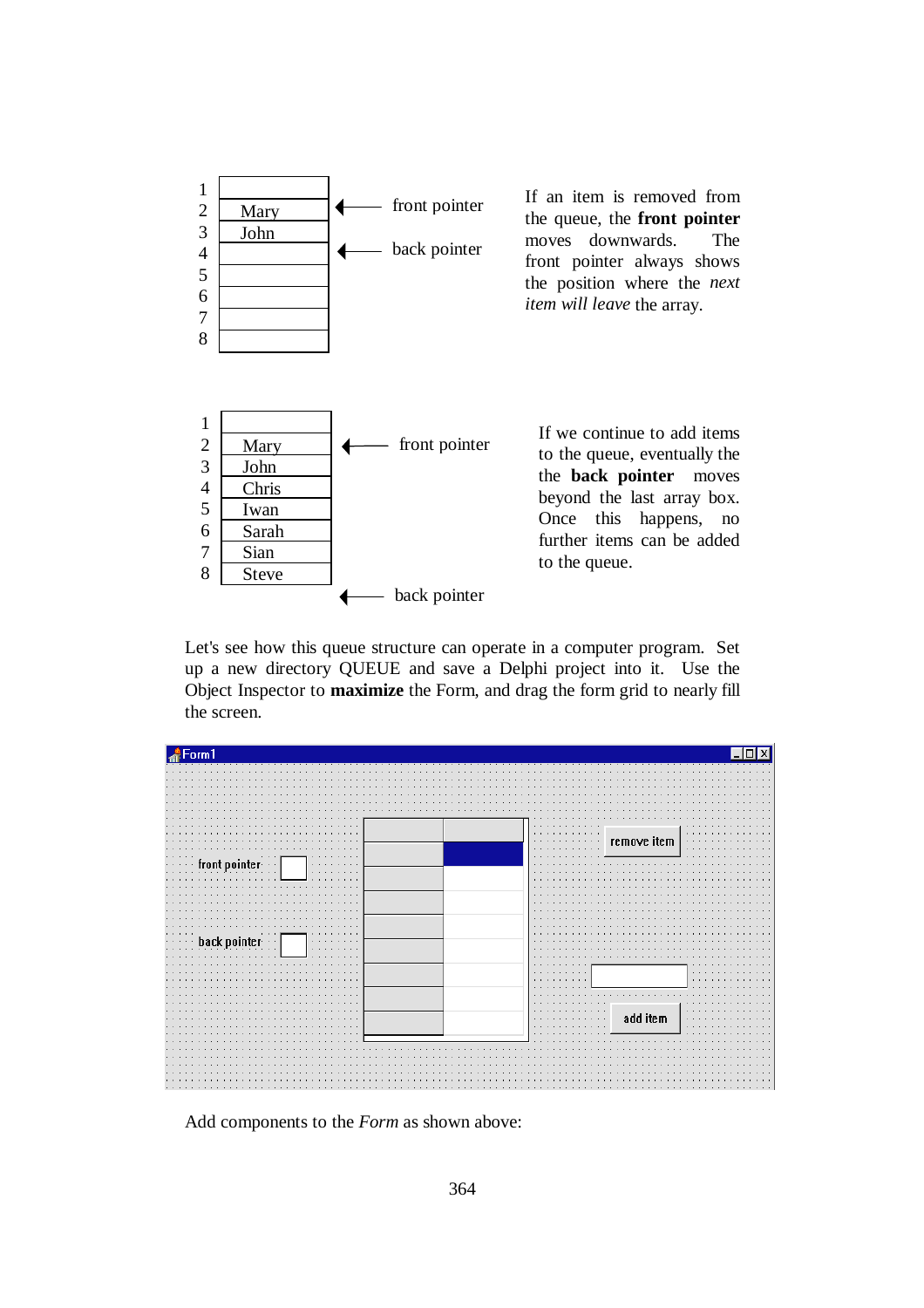| | |
|---|---|
| 1 | |
| 2 | Mary |
| 3 | John |
| 4 | |
| 5 | |
| 6 | |
| 7 | |
| 8 | |

← front pointer (at position 2)

← back pointer (at position 4)

If an item is removed from the queue, the **front pointer** moves downwards. The front pointer always shows the position where the *next item will leave* the array.

| | |
|---|---|
| 1 | |
| 2 | Mary |
| 3 | John |
| 4 | Chris |
| 5 | Iwan |
| 6 | Sarah |
| 7 | Sian |
| 8 | Steve |

← front pointer (at position 2)

← back pointer (below position 8)

If we continue to add items to the queue, eventually the **back pointer** moves beyond the last array box. Once this happens, no further items can be added to the queue.

Let's see how this queue structure can operate in a computer program. Set up a new directory QUEUE and save a Delphi project into it. Use the Object Inspector to **maximize** the Form, and drag the form grid to nearly fill the screen.

Form1

front pointer

back pointer

remove item

add item

Add components to the *Form* as shown above: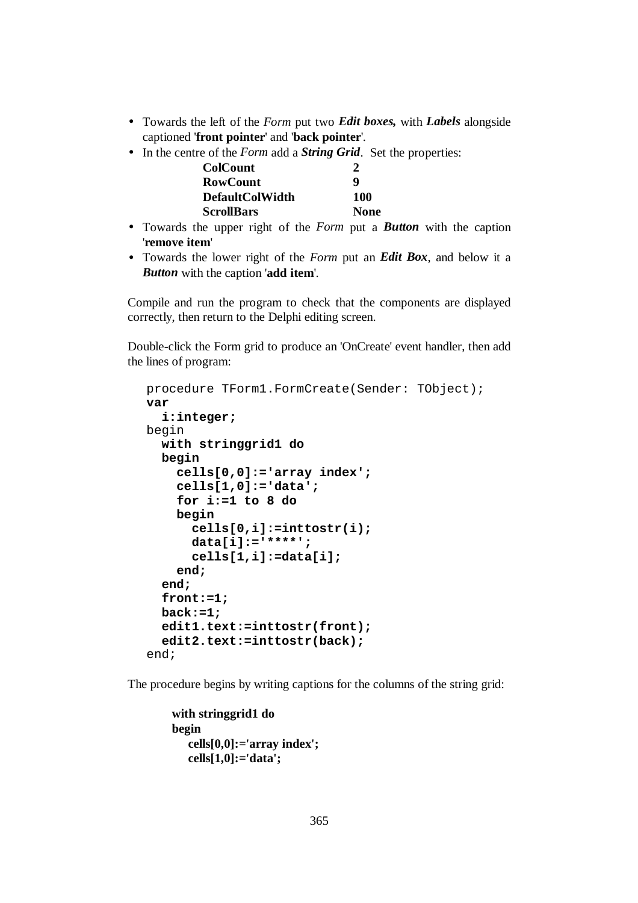- Towards the left of the *Form* put two ***Edit boxes,*** with ***Labels*** alongside captioned '**front pointer**' and '**back pointer**'.
- In the centre of the *Form* add a ***String Grid***. Set the properties:

| | |
|---|---|
| **ColCount** | **2** |
| **RowCount** | **9** |
| **DefaultColWidth** | **100** |
| **ScrollBars** | **None** |

- Towards the upper right of the *Form* put a ***Button*** with the caption '**remove item**'
- Towards the lower right of the *Form* put an ***Edit Box***, and below it a ***Button*** with the caption '**add item**'.

Compile and run the program to check that the components are displayed correctly, then return to the Delphi editing screen.

Double-click the Form grid to produce an 'OnCreate' event handler, then add the lines of program:

```
procedure TForm1.FormCreate(Sender: TObject);
var
  i:integer;
begin
  with stringgrid1 do
  begin
    cells[0,0]:='array index';
    cells[1,0]:='data';
    for i:=1 to 8 do
    begin
      cells[0,i]:=inttostr(i);
      data[i]:='****';
      cells[1,i]:=data[i];
    end;
  end;
  front:=1;
  back:=1;
  edit1.text:=inttostr(front);
  edit2.text:=inttostr(back);
end;
```

The procedure begins by writing captions for the columns of the string grid:

```
with stringgrid1 do
begin
  cells[0,0]:='array index';
  cells[1,0]:='data';
```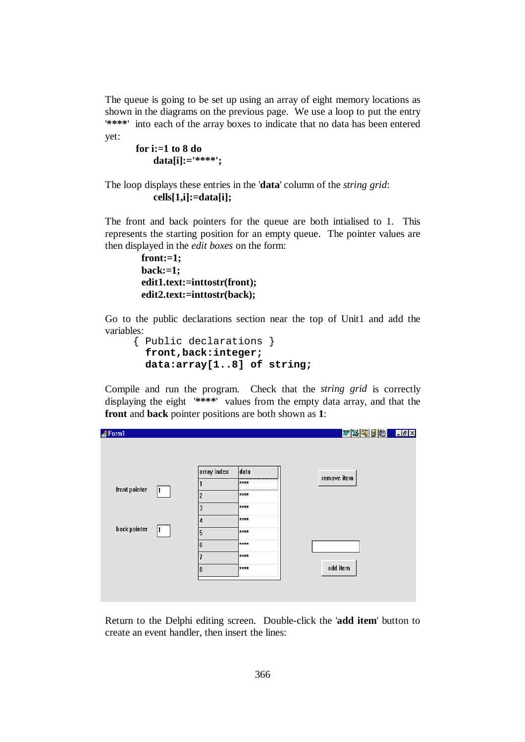The queue is going to be set up using an array of eight memory locations as shown in the diagrams on the previous page. We use a loop to put the entry '****' into each of the array boxes to indicate that no data has been entered yet:

```
for i:=1 to 8 do
    data[i]:='****';
```

The loop displays these entries in the '**data**' column of the *string grid*:

```
    cells[1,i]:=data[i];
```

The front and back pointers for the queue are both intialised to 1. This represents the starting position for an empty queue. The pointer values are then displayed in the *edit boxes* on the form:

```
front:=1;
back:=1;
edit1.text:=inttostr(front);
edit2.text:=inttostr(back);
```

Go to the public declarations section near the top of Unit1 and add the variables:

```
{ Public declarations }
  front,back:integer;
  data:array[1..8] of string;
```

Compile and run the program. Check that the *string grid* is correctly displaying the eight '****' values from the empty data array, and that the **front** and **back** pointer positions are both shown as **1**:

Return to the Delphi editing screen. Double-click the '**add item**' button to create an event handler, then insert the lines: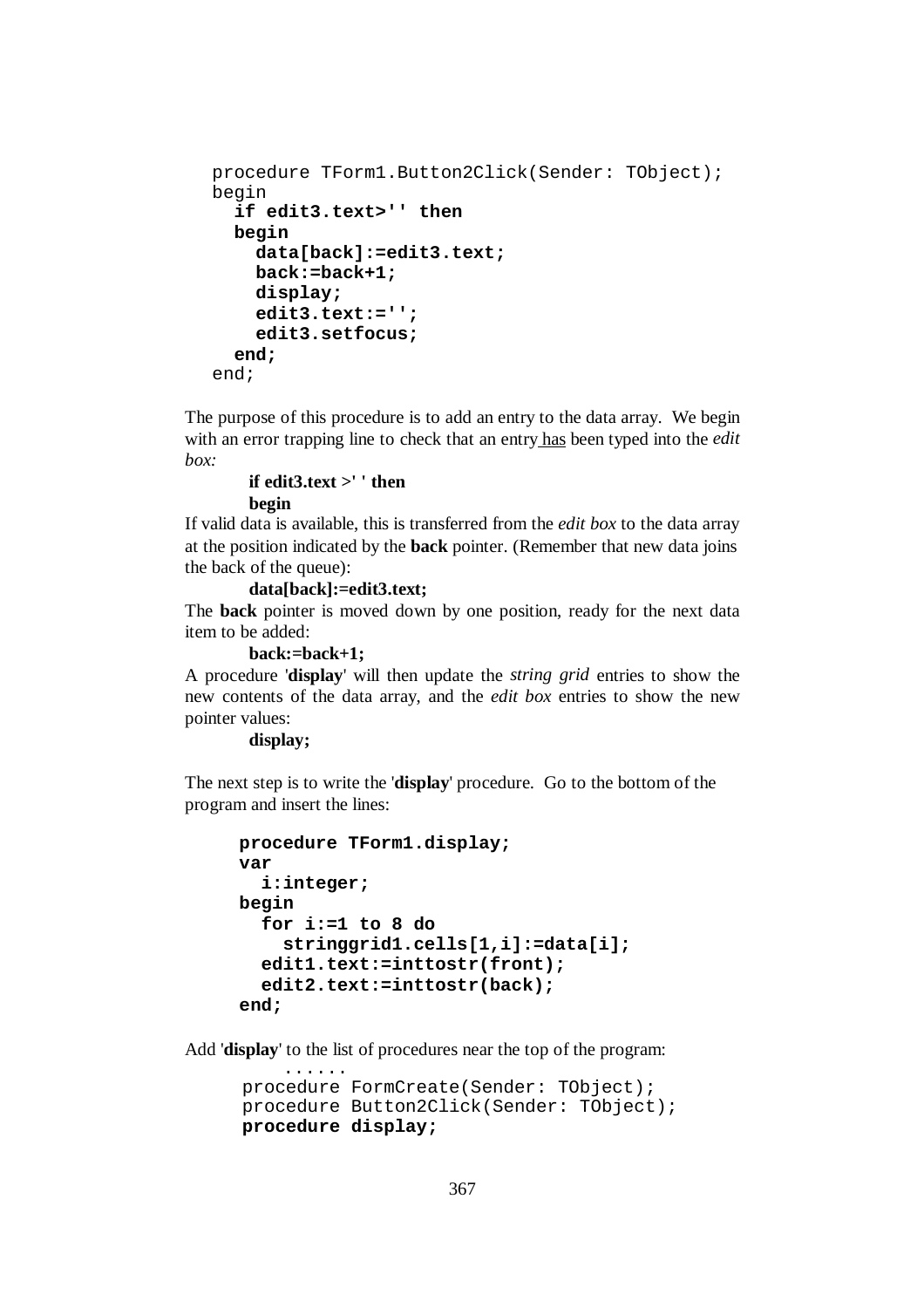```
procedure TForm1.Button2Click(Sender: TObject);
begin
  if edit3.text>'' then
  begin
    data[back]:=edit3.text;
    back:=back+1;
    display;
    edit3.text:='';
    edit3.setfocus;
  end;
end;
```

The purpose of this procedure is to add an entry to the data array. We begin with an error trapping line to check that an entry has been typed into the *edit box:*

**if edit3.text >' ' then**
**begin**

If valid data is available, this is transferred from the *edit box* to the data array at the position indicated by the **back** pointer. (Remember that new data joins the back of the queue):

**data[back]:=edit3.text;**

The **back** pointer is moved down by one position, ready for the next data item to be added:

**back:=back+1;**

A procedure '**display**' will then update the *string grid* entries to show the new contents of the data array, and the *edit box* entries to show the new pointer values:

**display;**

The next step is to write the '**display**' procedure. Go to the bottom of the program and insert the lines:

```
procedure TForm1.display;
var
  i:integer;
begin
  for i:=1 to 8 do
    stringgrid1.cells[1,i]:=data[i];
  edit1.text:=inttostr(front);
  edit2.text:=inttostr(back);
end;
```

Add '**display**' to the list of procedures near the top of the program:

```
    ......
procedure FormCreate(Sender: TObject);
procedure Button2Click(Sender: TObject);
procedure display;
```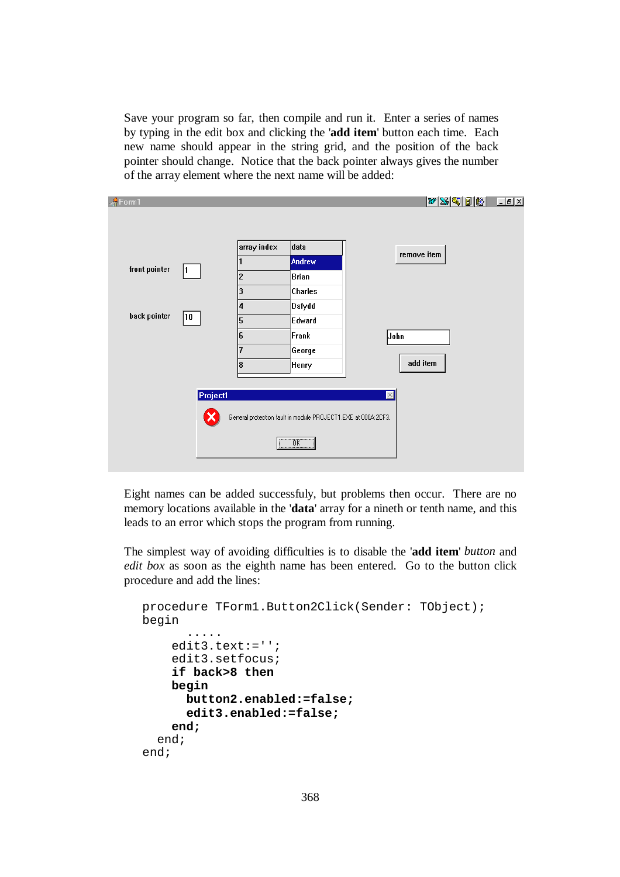Save your program so far, then compile and run it. Enter a series of names by typing in the edit box and clicking the '**add item**' button each time. Each new name should appear in the string grid, and the position of the back pointer should change. Notice that the back pointer always gives the number of the array element where the next name will be added:

Eight names can be added successfuly, but problems then occur. There are no memory locations available in the '**data**' array for a nineth or tenth name, and this leads to an error which stops the program from running.

The simplest way of avoiding difficulties is to disable the '**add item**' *button* and *edit box* as soon as the eighth name has been entered. Go to the button click procedure and add the lines:

```
procedure TForm1.Button2Click(Sender: TObject);
begin
      .....
    edit3.text:='';
    edit3.setfocus;
    if back>8 then
    begin
      button2.enabled:=false;
      edit3.enabled:=false;
    end;
  end;
end;
```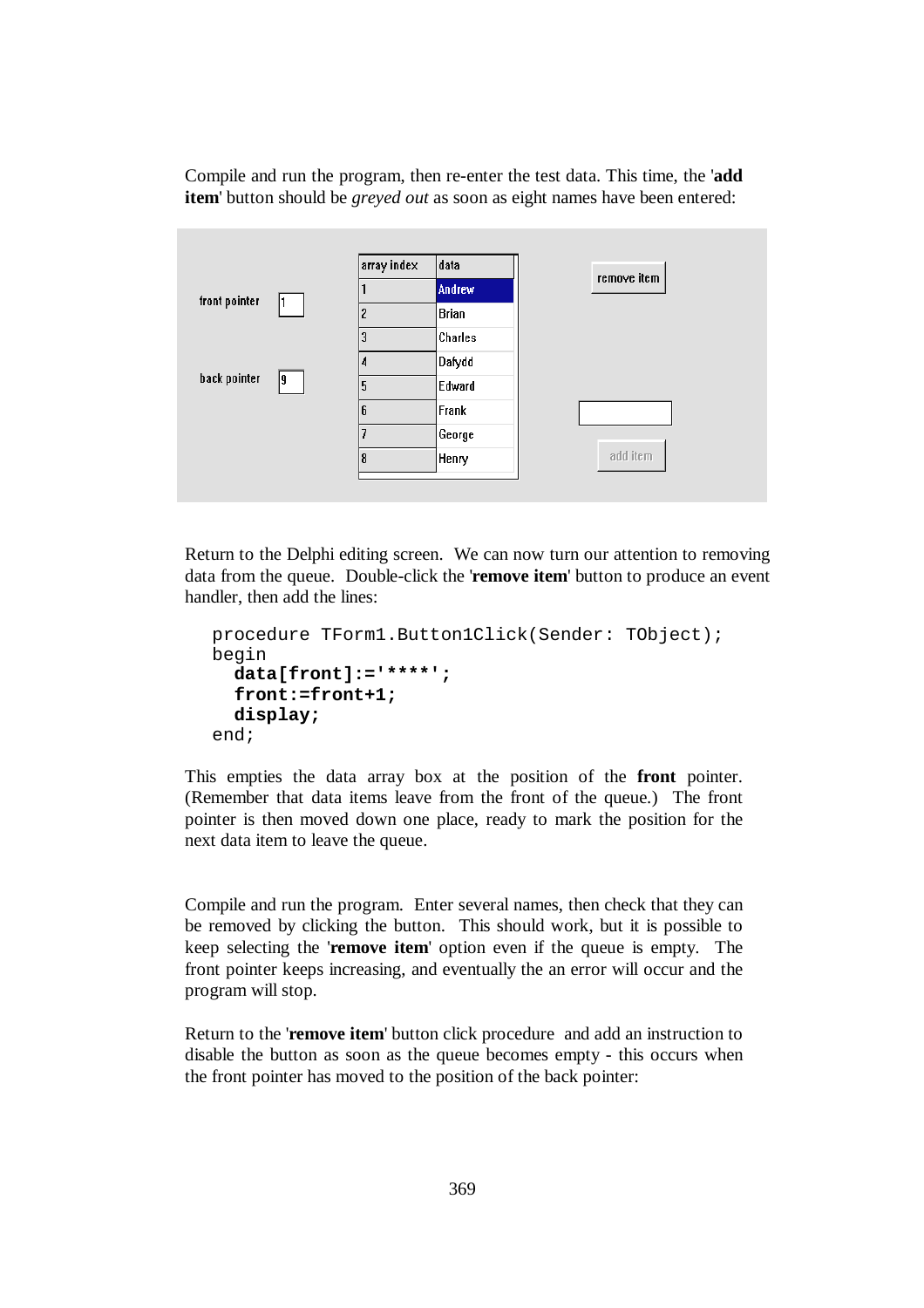Compile and run the program, then re-enter the test data. This time, the '**add item**' button should be *greyed out* as soon as eight names have been entered:

front pointer: 1

back pointer: 9

| array index | data |
|---|---|
| 1 | Andrew |
| 2 | Brian |
| 3 | Charles |
| 4 | Dafydd |
| 5 | Edward |
| 6 | Frank |
| 7 | George |
| 8 | Henry |

remove item

add item

Return to the Delphi editing screen. We can now turn our attention to removing data from the queue. Double-click the '**remove item**' button to produce an event handler, then add the lines:

```
procedure TForm1.Button1Click(Sender: TObject);
begin
  data[front]:='****';
  front:=front+1;
  display;
end;
```

This empties the data array box at the position of the **front** pointer. (Remember that data items leave from the front of the queue.) The front pointer is then moved down one place, ready to mark the position for the next data item to leave the queue.

Compile and run the program. Enter several names, then check that they can be removed by clicking the button. This should work, but it is possible to keep selecting the '**remove item**' option even if the queue is empty. The front pointer keeps increasing, and eventually the an error will occur and the program will stop.

Return to the '**remove item**' button click procedure and add an instruction to disable the button as soon as the queue becomes empty - this occurs when the front pointer has moved to the position of the back pointer: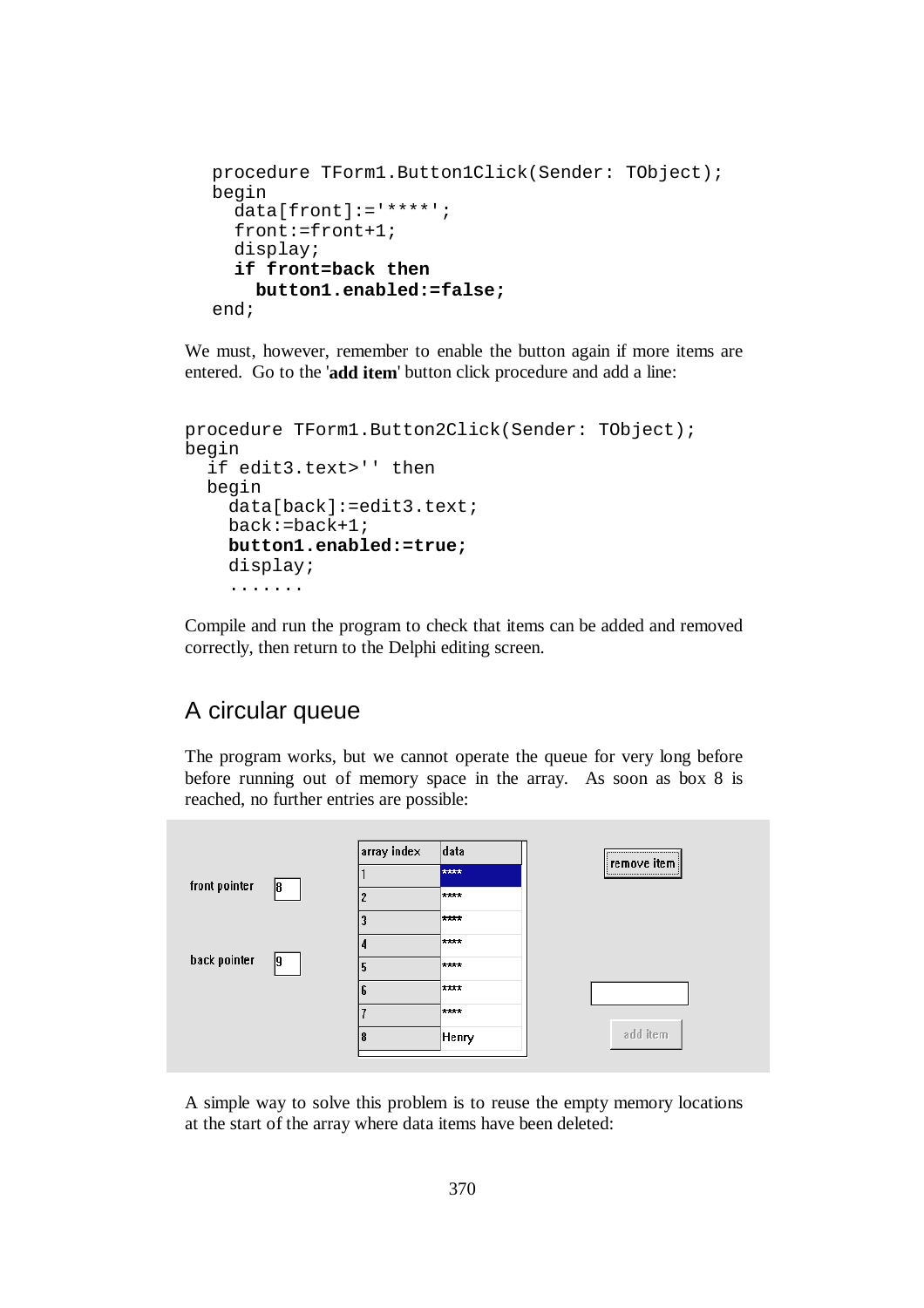```
procedure TForm1.Button1Click(Sender: TObject);
begin
  data[front]:='****';
  front:=front+1;
  display;
  if front=back then
    button1.enabled:=false;
end;
```

We must, however, remember to enable the button again if more items are entered. Go to the '**add item**' button click procedure and add a line:

```
procedure TForm1.Button2Click(Sender: TObject);
begin
  if edit3.text>'' then
  begin
    data[back]:=edit3.text;
    back:=back+1;
    button1.enabled:=true;
    display;
    .......
```

Compile and run the program to check that items can be added and removed correctly, then return to the Delphi editing screen.

## A circular queue

The program works, but we cannot operate the queue for very long before before running out of memory space in the array. As soon as box 8 is reached, no further entries are possible:

front pointer: 8

back pointer: 9

| array index | data |
|---|---|
| 1 | **** |
| 2 | **** |
| 3 | **** |
| 4 | **** |
| 5 | **** |
| 6 | **** |
| 7 | **** |
| 8 | Henry |

remove item

add item

A simple way to solve this problem is to reuse the empty memory locations at the start of the array where data items have been deleted: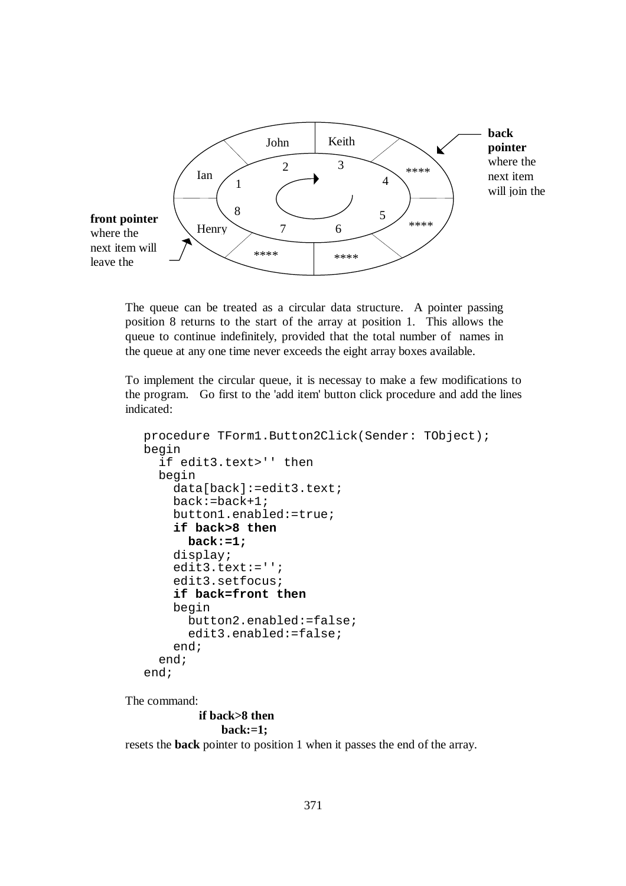back **pointer** where the next item will join the

front **pointer** where the next item will leave the

| Position | Item |
|---|---|
| 1 | Ian |
| 2 | John |
| 3 | Keith |
| 4 | **** |
| 5 | **** |
| 6 | **** |
| 7 | **** |
| 8 | Henry |

The queue can be treated as a circular data structure. A pointer passing position 8 returns to the start of the array at position 1. This allows the queue to continue indefinitely, provided that the total number of names in the queue at any one time never exceeds the eight array boxes available.

To implement the circular queue, it is necessay to make a few modifications to the program. Go first to the 'add item' button click procedure and add the lines indicated:

```
procedure TForm1.Button2Click(Sender: TObject);
begin
  if edit3.text>'' then
  begin
    data[back]:=edit3.text;
    back:=back+1;
    button1.enabled:=true;
    if back>8 then
      back:=1;
    display;
    edit3.text:='';
    edit3.setfocus;
    if back=front then
    begin
      button2.enabled:=false;
      edit3.enabled:=false;
    end;
  end;
end;
```

The command:

**if back>8 then**
**back:=1;**

resets the **back** pointer to position 1 when it passes the end of the array.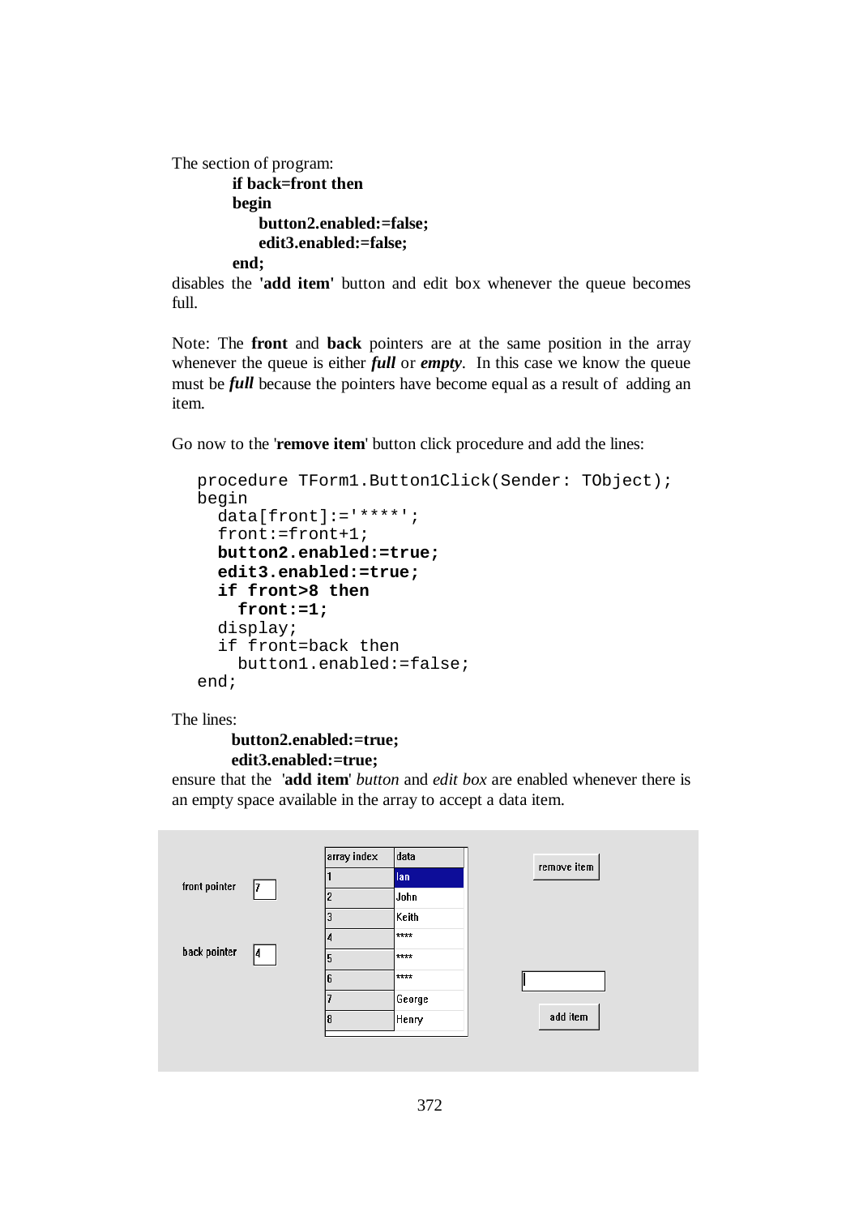The section of program:

```
if back=front then
begin
    button2.enabled:=false;
    edit3.enabled:=false;
end;
```

disables the **'add item'** button and edit box whenever the queue becomes full.

Note: The **front** and **back** pointers are at the same position in the array whenever the queue is either ***full*** or ***empty***. In this case we know the queue must be ***full*** because the pointers have become equal as a result of adding an item.

Go now to the '**remove item**' button click procedure and add the lines:

```
procedure TForm1.Button1Click(Sender: TObject);
begin
  data[front]:='****';
  front:=front+1;
  button2.enabled:=true;
  edit3.enabled:=true;
  if front>8 then
    front:=1;
  display;
  if front=back then
    button1.enabled:=false;
end;
```

The lines:

```
button2.enabled:=true;
edit3.enabled:=true;
```

ensure that the '**add item**' *button* and *edit box* are enabled whenever there is an empty space available in the array to accept a data item.

front pointer: 7

back pointer: 4

| array index | data |
|---|---|
| 1 | Ian |
| 2 | John |
| 3 | Keith |
| 4 | **** |
| 5 | **** |
| 6 | **** |
| 7 | George |
| 8 | Henry |

remove item

add item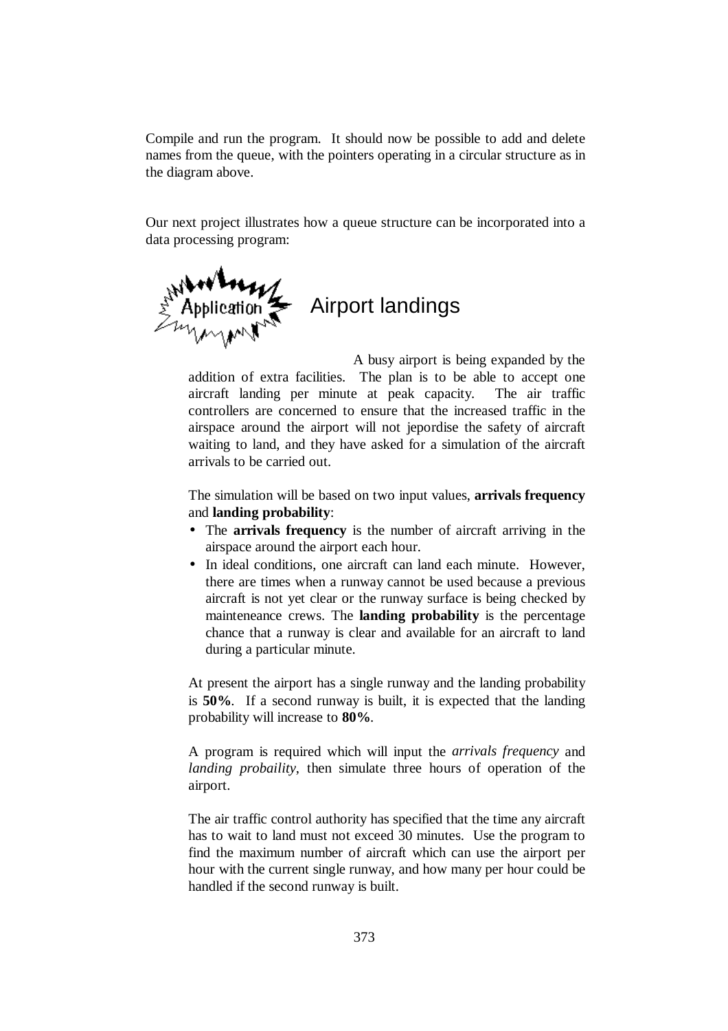Compile and run the program. It should now be possible to add and delete names from the queue, with the pointers operating in a circular structure as in the diagram above.

Our next project illustrates how a queue structure can be incorporated into a data processing program:

## Application: Airport landings

A busy airport is being expanded by the addition of extra facilities. The plan is to be able to accept one aircraft landing per minute at peak capacity. The air traffic controllers are concerned to ensure that the increased traffic in the airspace around the airport will not jepordise the safety of aircraft waiting to land, and they have asked for a simulation of the aircraft arrivals to be carried out.

The simulation will be based on two input values, **arrivals frequency** and **landing probability**:

- The **arrivals frequency** is the number of aircraft arriving in the airspace around the airport each hour.
- In ideal conditions, one aircraft can land each minute. However, there are times when a runway cannot be used because a previous aircraft is not yet clear or the runway surface is being checked by mainteneance crews. The **landing probability** is the percentage chance that a runway is clear and available for an aircraft to land during a particular minute.

At present the airport has a single runway and the landing probability is **50%**. If a second runway is built, it is expected that the landing probability will increase to **80%**.

A program is required which will input the *arrivals frequency* and *landing probaility*, then simulate three hours of operation of the airport.

The air traffic control authority has specified that the time any aircraft has to wait to land must not exceed 30 minutes. Use the program to find the maximum number of aircraft which can use the airport per hour with the current single runway, and how many per hour could be handled if the second runway is built.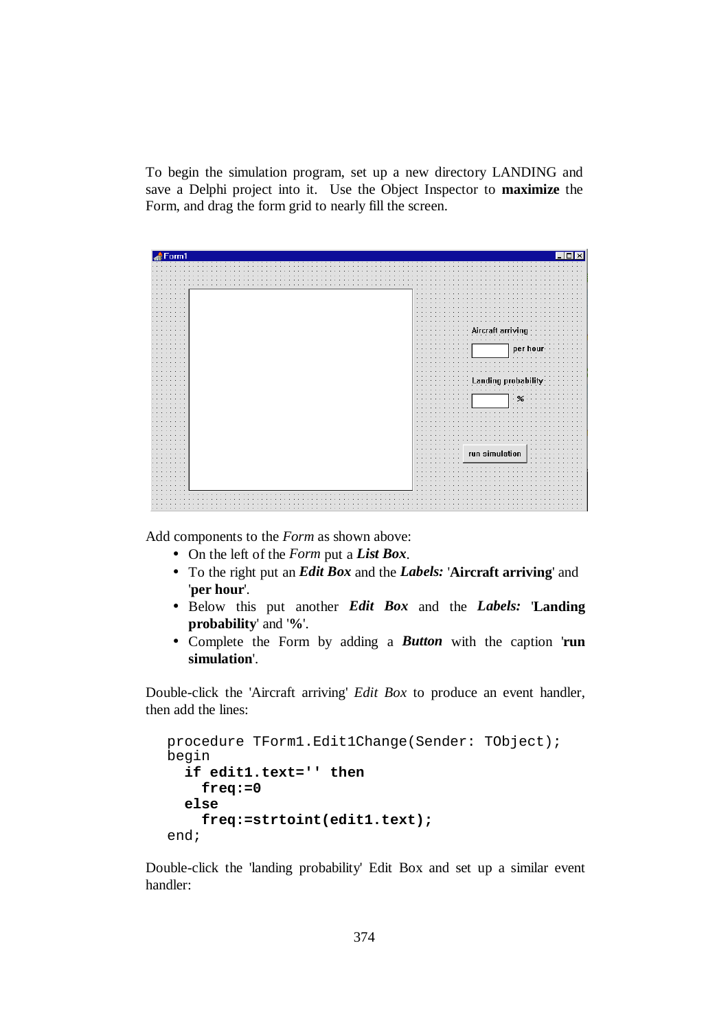To begin the simulation program, set up a new directory LANDING and save a Delphi project into it. Use the Object Inspector to **maximize** the Form, and drag the form grid to nearly fill the screen.

Add components to the *Form* as shown above:

- On the left of the *Form* put a ***List Box***.
- To the right put an ***Edit Box*** and the ***Labels:*** '**Aircraft arriving**' and '**per hour**'.
- Below this put another ***Edit Box*** and the ***Labels:*** '**Landing probability**' and '**%**'.
- Complete the Form by adding a ***Button*** with the caption '**run simulation**'.

Double-click the 'Aircraft arriving' *Edit Box* to produce an event handler, then add the lines:

```
procedure TForm1.Edit1Change(Sender: TObject);
begin
  if edit1.text='' then
    freq:=0
  else
    freq:=strtoint(edit1.text);
end;
```

Double-click the 'landing probability' Edit Box and set up a similar event handler: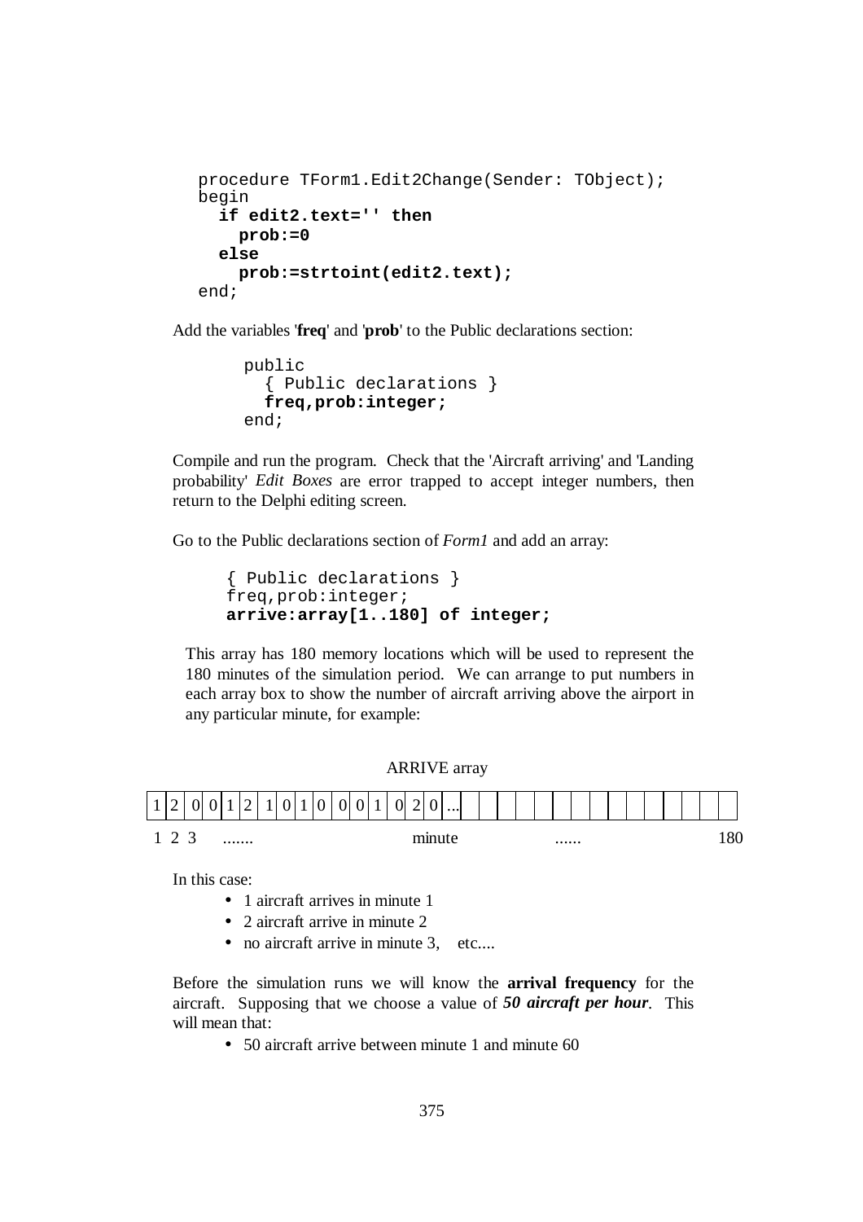```
procedure TForm1.Edit2Change(Sender: TObject);
begin
  if edit2.text='' then
    prob:=0
  else
    prob:=strtoint(edit2.text);
end;
```

Add the variables '**freq**' and '**prob**' to the Public declarations section:

```
public
  { Public declarations }
  freq,prob:integer;
end;
```

Compile and run the program. Check that the 'Aircraft arriving' and 'Landing probability' *Edit Boxes* are error trapped to accept integer numbers, then return to the Delphi editing screen.

Go to the Public declarations section of *Form1* and add an array:

```
{ Public declarations }
freq,prob:integer;
arrive:array[1..180] of integer;
```

This array has 180 memory locations which will be used to represent the 180 minutes of the simulation period. We can arrange to put numbers in each array box to show the number of aircraft arriving above the airport in any particular minute, for example:

ARRIVE array

| 1 | 2 | 0 | 0 | 1 | 2 | 1 | 0 | 1 | 0 | 0 | 0 | 1 | 0 | 2 | 0 | ... | | | | | | | | | | | | | | | | |
|---|---|---|---|---|---|---|---|---|---|---|---|---|---|---|---|---|---|---|---|---|---|---|---|---|---|---|---|---|---|---|---|---|

1 2 3 ....... minute ...... 180

In this case:

- 1 aircraft arrives in minute 1
- 2 aircraft arrive in minute 2
- no aircraft arrive in minute 3, etc....

Before the simulation runs we will know the **arrival frequency** for the aircraft. Supposing that we choose a value of ***50 aircraft per hour***. This will mean that:

- 50 aircraft arrive between minute 1 and minute 60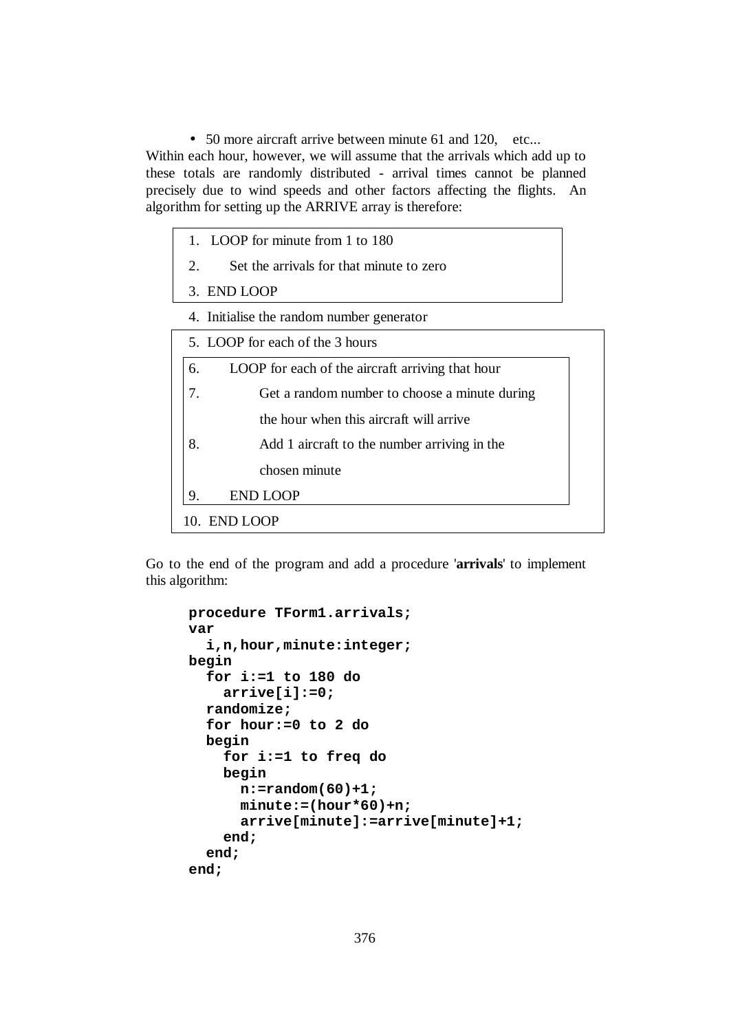- 50 more aircraft arrive between minute 61 and 120,    etc...

Within each hour, however, we will assume that the arrivals which add up to these totals are randomly distributed - arrival times cannot be planned precisely due to wind speeds and other factors affecting the flights. An algorithm for setting up the ARRIVE array is therefore:

```
1.  LOOP for minute from 1 to 180
2.      Set the arrivals for that minute to zero
3.  END LOOP
4.  Initialise the random number generator
5.  LOOP for each of the 3 hours
6.      LOOP for each of the aircraft arriving that hour
7.          Get a random number to choose a minute during
            the hour when this aircraft will arrive
8.          Add 1 aircraft to the number arriving in the
            chosen minute
9.      END LOOP
10. END LOOP
```

Go to the end of the program and add a procedure '**arrivals**' to implement this algorithm:

```
procedure TForm1.arrivals;
var
  i,n,hour,minute:integer;
begin
  for i:=1 to 180 do
    arrive[i]:=0;
  randomize;
  for hour:=0 to 2 do
  begin
    for i:=1 to freq do
    begin
      n:=random(60)+1;
      minute:=(hour*60)+n;
      arrive[minute]:=arrive[minute]+1;
    end;
  end;
end;
```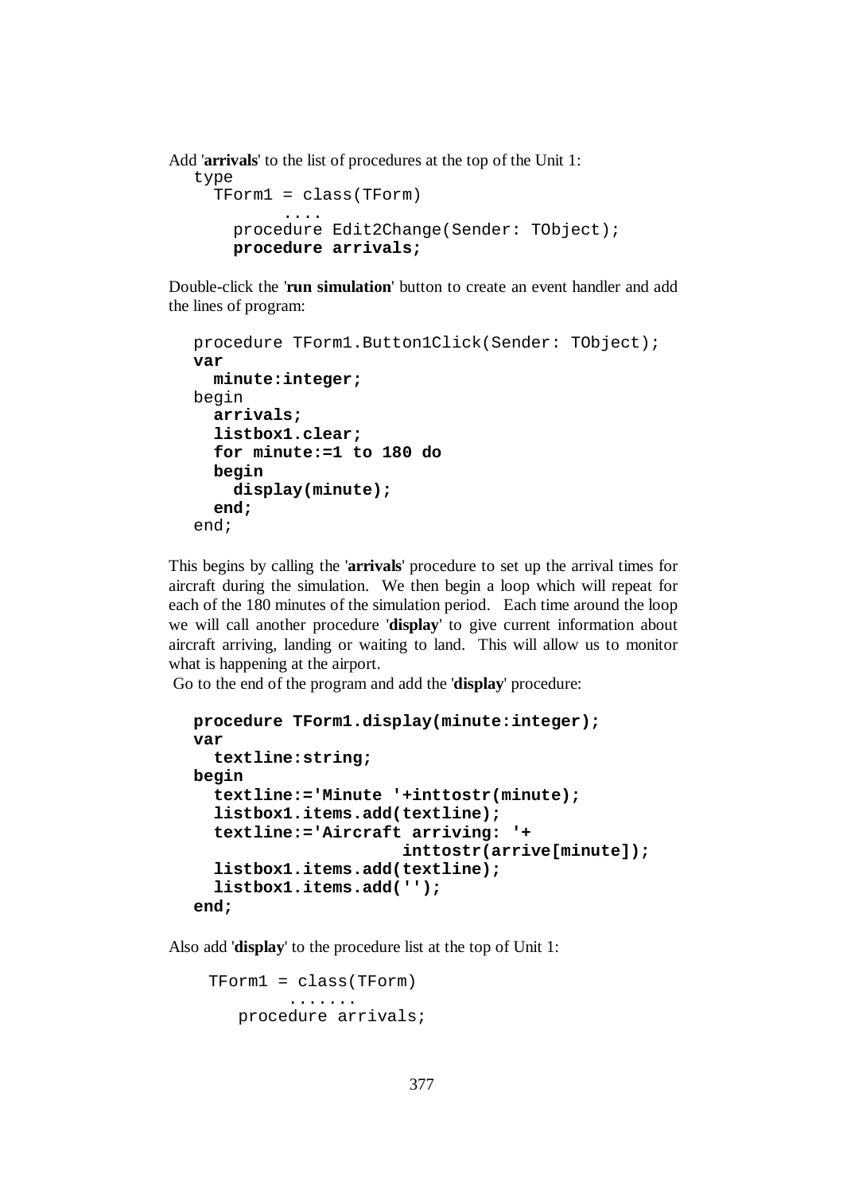Add '**arrivals**' to the list of procedures at the top of the Unit 1:

```
type
  TForm1 = class(TForm)
         ....
    procedure Edit2Change(Sender: TObject);
    procedure arrivals;
```

Double-click the '**run simulation**' button to create an event handler and add the lines of program:

```
procedure TForm1.Button1Click(Sender: TObject);
var
  minute:integer;
begin
  arrivals;
  listbox1.clear;
  for minute:=1 to 180 do
  begin
    display(minute);
  end;
end;
```

This begins by calling the '**arrivals**' procedure to set up the arrival times for aircraft during the simulation. We then begin a loop which will repeat for each of the 180 minutes of the simulation period. Each time around the loop we will call another procedure '**display**' to give current information about aircraft arriving, landing or waiting to land. This will allow us to monitor what is happening at the airport.

Go to the end of the program and add the '**display**' procedure:

```
procedure TForm1.display(minute:integer);
var
  textline:string;
begin
  textline:='Minute '+inttostr(minute);
  listbox1.items.add(textline);
  textline:='Aircraft arriving: '+
                   inttostr(arrive[minute]);
  listbox1.items.add(textline);
  listbox1.items.add('');
end;
```

Also add '**display**' to the procedure list at the top of Unit 1:

```
  TForm1 = class(TForm)
         .......
    procedure arrivals;
```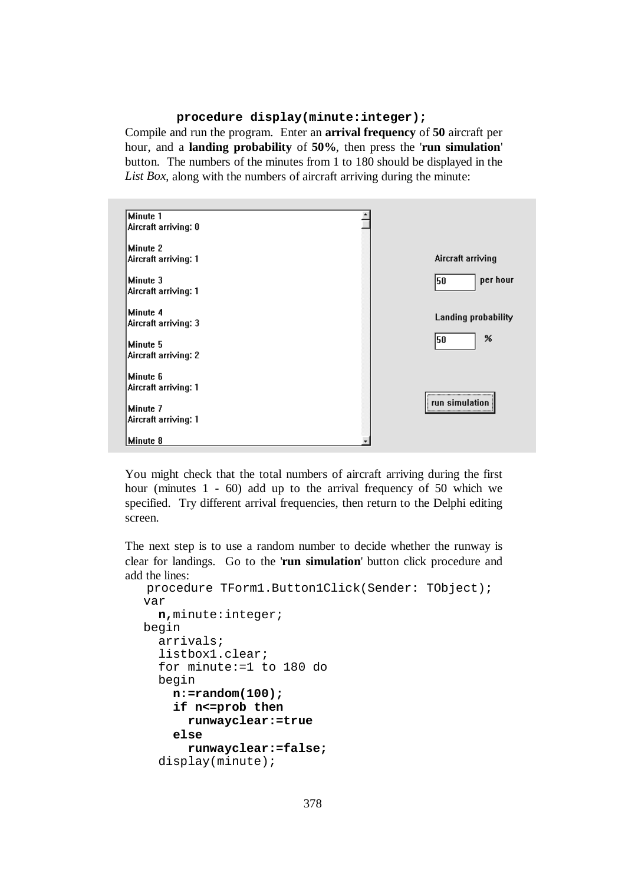```
procedure display(minute:integer);
```

Compile and run the program. Enter an **arrival frequency** of **50** aircraft per hour, and a **landing probability** of **50%**, then press the '**run simulation**' button. The numbers of the minutes from 1 to 180 should be displayed in the *List Box*, along with the numbers of aircraft arriving during the minute:

```
Minute 1
Aircraft arriving: 0

Minute 2
Aircraft arriving: 1

Minute 3
Aircraft arriving: 1

Minute 4
Aircraft arriving: 3

Minute 5
Aircraft arriving: 2

Minute 6
Aircraft arriving: 1

Minute 7
Aircraft arriving: 1

Minute 8
```

Aircraft arriving: 50 per hour

Landing probability: 50 %

[run simulation]

You might check that the total numbers of aircraft arriving during the first hour (minutes 1 - 60) add up to the arrival frequency of 50 which we specified. Try different arrival frequencies, then return to the Delphi editing screen.

The next step is to use a random number to decide whether the runway is clear for landings. Go to the '**run simulation**' button click procedure and add the lines:

```
procedure TForm1.Button1Click(Sender: TObject);
var
  n,minute:integer;
begin
  arrivals;
  listbox1.clear;
  for minute:=1 to 180 do
  begin
    n:=random(100);
    if n<=prob then
      runwayclear:=true
    else
      runwayclear:=false;
  display(minute);
```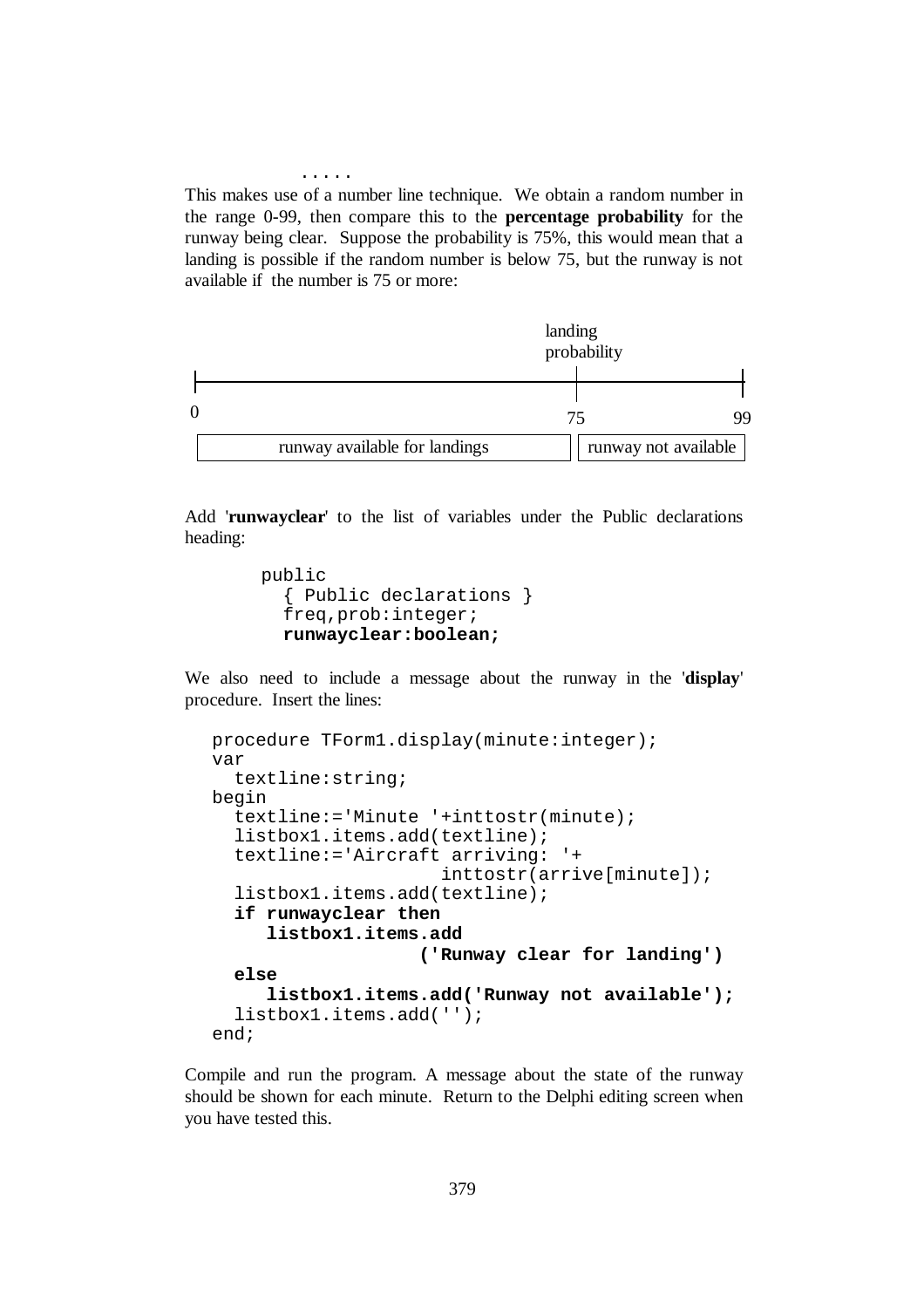```
     .....
```

This makes use of a number line technique. We obtain a random number in the range 0-99, then compare this to the **percentage probability** for the runway being clear. Suppose the probability is 75%, this would mean that a landing is possible if the random number is below 75, but the runway is not available if the number is 75 or more:

```
                                        landing
                                        probability
|---------------------------------------|------------|
0                                       75           99
[  runway available for landings       ][ runway not available ]
```

Add '**runwayclear**' to the list of variables under the Public declarations heading:

```
public
  { Public declarations }
  freq,prob:integer;
  runwayclear:boolean;
```

We also need to include a message about the runway in the '**display**' procedure. Insert the lines:

```
procedure TForm1.display(minute:integer);
var
  textline:string;
begin
  textline:='Minute '+inttostr(minute);
  listbox1.items.add(textline);
  textline:='Aircraft arriving: '+
                   inttostr(arrive[minute]);
  listbox1.items.add(textline);
  if runwayclear then
     listbox1.items.add
                 ('Runway clear for landing')
  else
     listbox1.items.add('Runway not available');
  listbox1.items.add('');
end;
```

Compile and run the program. A message about the state of the runway should be shown for each minute. Return to the Delphi editing screen when you have tested this.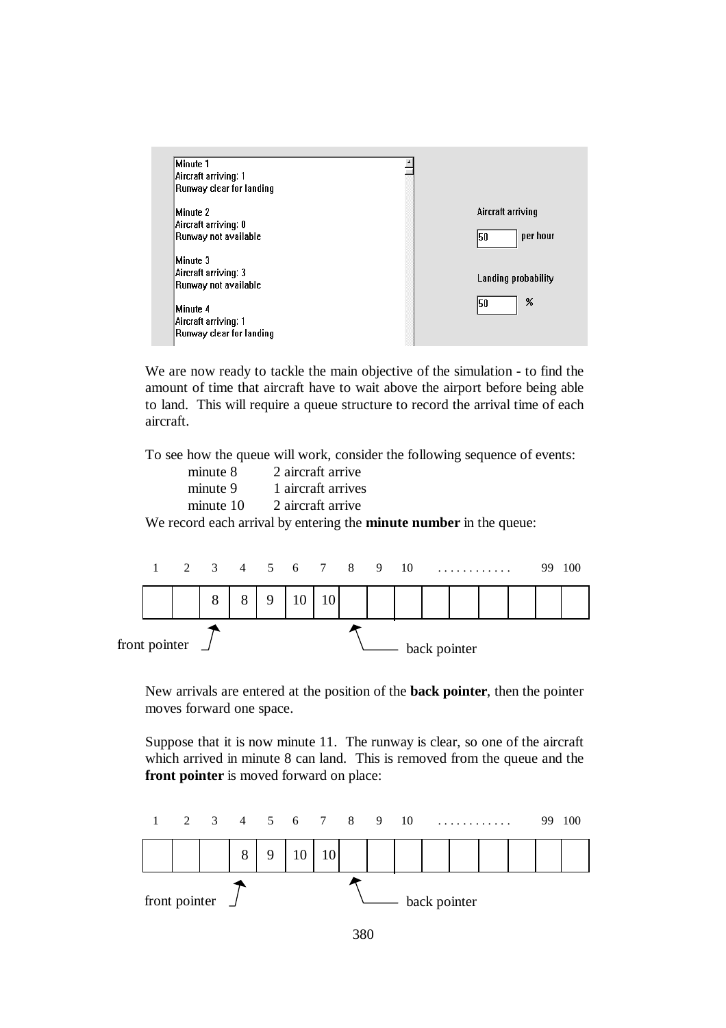```
Minute 1
Aircraft arriving: 1
Runway clear for landing

Minute 2
Aircraft arriving: 0
Runway not available

Minute 3
Aircraft arriving: 3
Runway not available

Minute 4
Aircraft arriving: 1
Runway clear for landing
```

Aircraft arriving: 50 per hour

Landing probability: 50 %

We are now ready to tackle the main objective of the simulation - to find the amount of time that aircraft have to wait above the airport before being able to land. This will require a queue structure to record the arrival time of each aircraft.

To see how the queue will work, consider the following sequence of events:

- minute 8 — 2 aircraft arrive
- minute 9 — 1 aircraft arrives
- minute 10 — 2 aircraft arrive

We record each arrival by entering the **minute number** in the queue:

| 1 | 2 | 3 | 4 | 5 | 6 | 7 | 8 | 9 | 10 | ........... | | | 99 | 100 |
|---|---|---|---|---|---|---|---|---|---|---|---|---|---|---|
| | | 8 | 8 | 9 | 10 | 10 | | | | | | | | |

front pointer → position 3; back pointer → position 8

New arrivals are entered at the position of the **back pointer**, then the pointer moves forward one space.

Suppose that it is now minute 11. The runway is clear, so one of the aircraft which arrived in minute 8 can land. This is removed from the queue and the **front pointer** is moved forward on place:

| 1 | 2 | 3 | 4 | 5 | 6 | 7 | 8 | 9 | 10 | ........... | | | 99 | 100 |
|---|---|---|---|---|---|---|---|---|---|---|---|---|---|---|
| | | | 8 | 9 | 10 | 10 | | | | | | | | |

front pointer → position 4; back pointer → position 8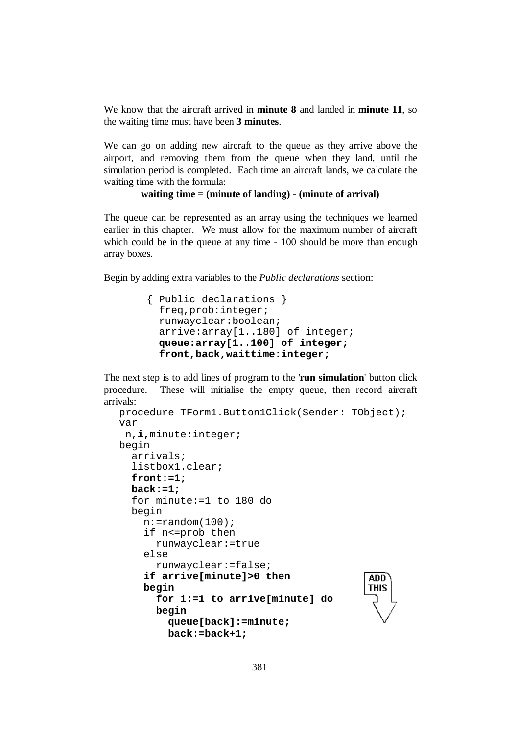We know that the aircraft arrived in **minute 8** and landed in **minute 11**, so the waiting time must have been **3 minutes**.

We can go on adding new aircraft to the queue as they arrive above the airport, and removing them from the queue when they land, until the simulation period is completed. Each time an aircraft lands, we calculate the waiting time with the formula:

**waiting time = (minute of landing) - (minute of arrival)**

The queue can be represented as an array using the techniques we learned earlier in this chapter. We must allow for the maximum number of aircraft which could be in the queue at any time - 100 should be more than enough array boxes.

Begin by adding extra variables to the *Public declarations* section:

```
{ Public declarations }
  freq,prob:integer;
  runwayclear:boolean;
  arrive:array[1..180] of integer;
  queue:array[1..100] of integer;
  front,back,waittime:integer;
```

The next step is to add lines of program to the '**run simulation**' button click procedure. These will initialise the empty queue, then record aircraft arrivals:

```
procedure TForm1.Button1Click(Sender: TObject);
var
 n,i,minute:integer;
begin
  arrivals;
  listbox1.clear;
  front:=1;
  back:=1;
  for minute:=1 to 180 do
  begin
    n:=random(100);
    if n<=prob then
      runwayclear:=true
    else
      runwayclear:=false;
    if arrive[minute]>0 then
    begin
      for i:=1 to arrive[minute] do
      begin
        queue[back]:=minute;
        back:=back+1;
```

ADD THIS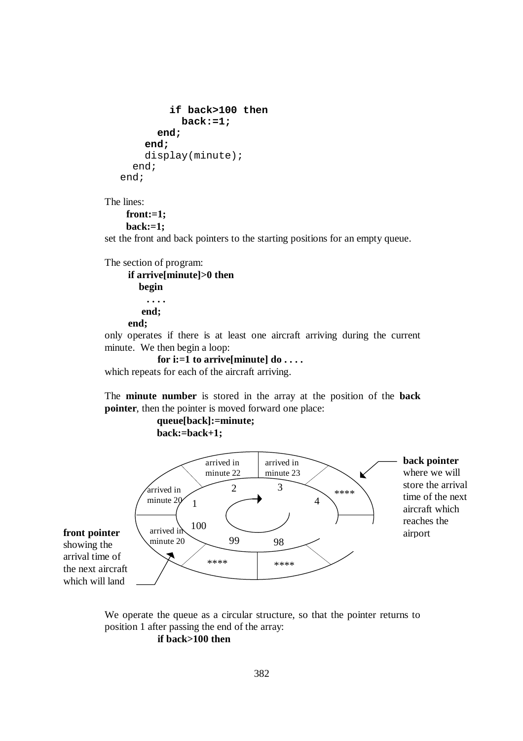```
          if back>100 then
            back:=1;
        end;
      end;
      display(minute);
    end;
  end;
```

The lines:

**front:=1;**
**back:=1;**

set the front and back pointers to the starting positions for an empty queue.

The section of program:

```
if arrive[minute]>0 then
   begin
     ....
   end;
end;
```

only operates if there is at least one aircraft arriving during the current minute. We then begin a loop:

**for i:=1 to arrive[minute] do . . . .**

which repeats for each of the aircraft arriving.

The **minute number** is stored in the array at the position of the **back pointer**, then the pointer is moved forward one place:

**queue[back]:=minute;**
**back:=back+1;**

**back pointer** where we will store the arrival time of the next aircraft which reaches the airport

**front pointer** showing the arrival time of the next aircraft which will land

We operate the queue as a circular structure, so that the pointer returns to position 1 after passing the end of the array:

**if back>100 then**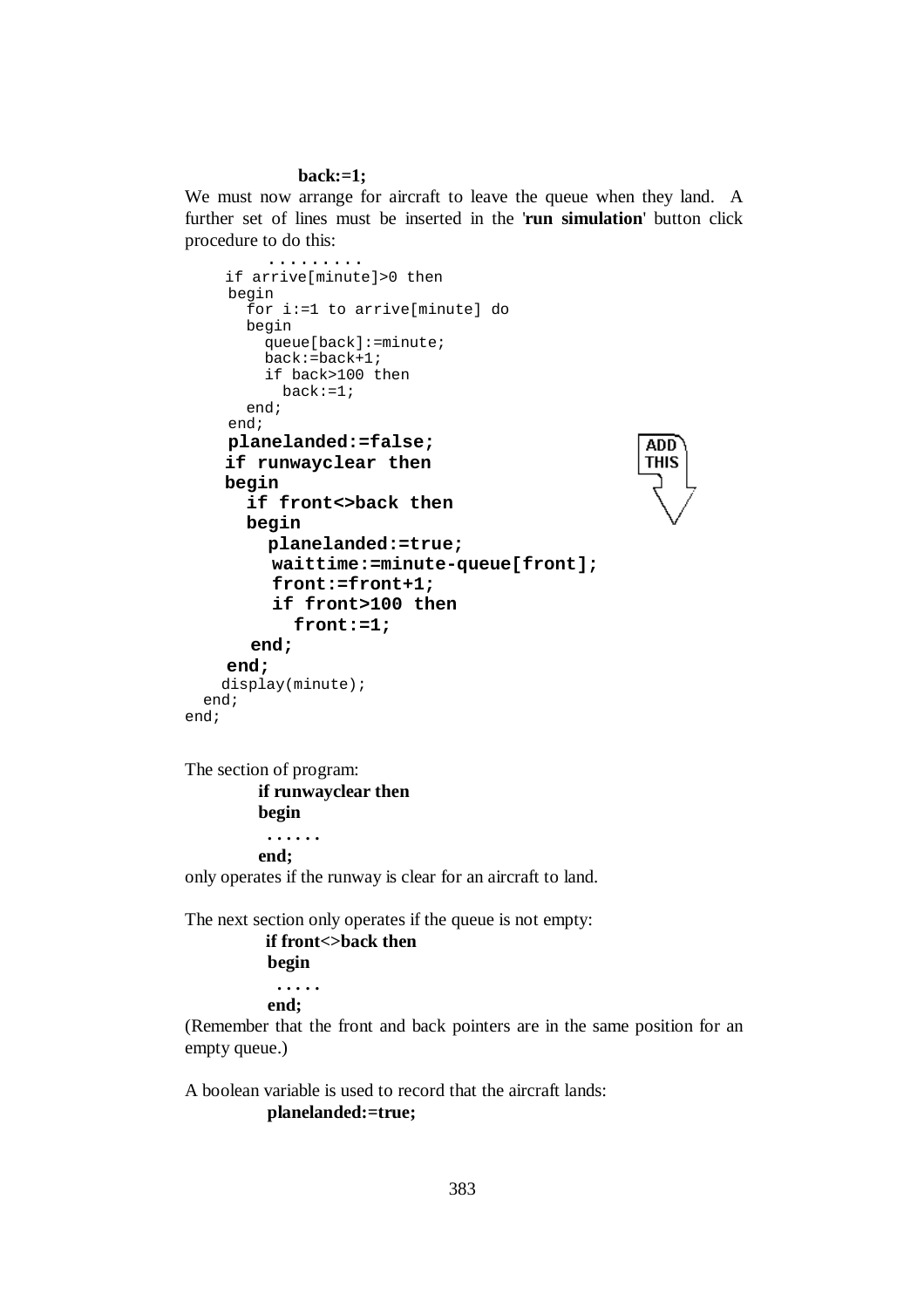**back:=1;**

We must now arrange for aircraft to leave the queue when they land. A further set of lines must be inserted in the '**run simulation**' button click procedure to do this:

```
      .........
    if arrive[minute]>0 then
    begin
      for i:=1 to arrive[minute] do
      begin
        queue[back]:=minute;
        back:=back+1;
        if back>100 then
          back:=1;
      end;
    end;
    planelanded:=false;
    if runwayclear then
    begin
      if front<>back then
      begin
        planelanded:=true;
        waittime:=minute-queue[front];
        front:=front+1;
        if front>100 then
          front:=1;
      end;
    end;
    display(minute);
  end;
end;
```

ADD THIS

The section of program:

```
if runwayclear then
begin
  ......
end;
```

only operates if the runway is clear for an aircraft to land.

The next section only operates if the queue is not empty:

```
if front<>back then
begin
  .....
end;
```

(Remember that the front and back pointers are in the same position for an empty queue.)

A boolean variable is used to record that the aircraft lands:

**planelanded:=true;**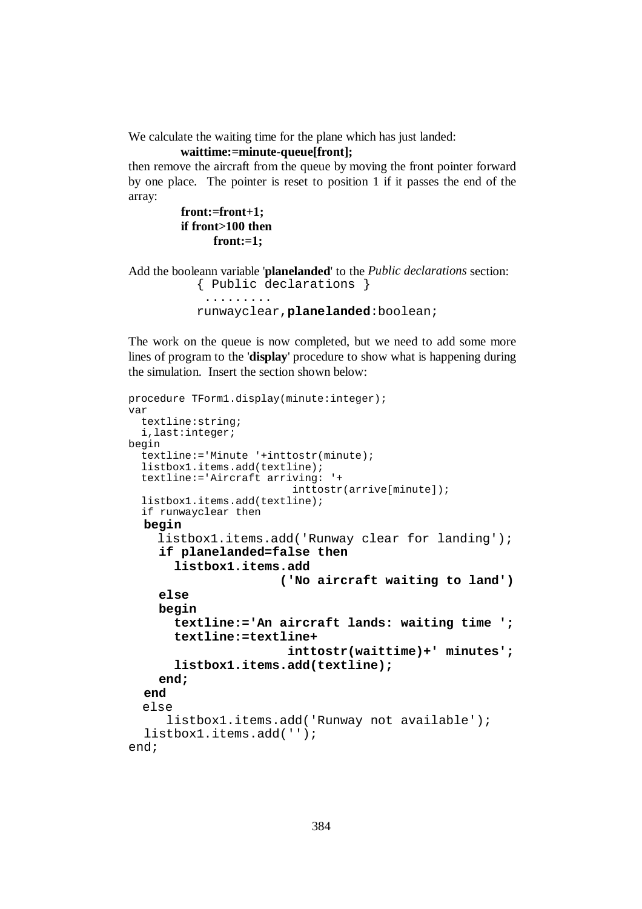We calculate the waiting time for the plane which has just landed:

```
waittime:=minute-queue[front];
```

then remove the aircraft from the queue by moving the front pointer forward by one place. The pointer is reset to position 1 if it passes the end of the array:

```
front:=front+1;
if front>100 then
      front:=1;
```

Add the booleann variable '**planelanded**' to the *Public declarations* section:

```
{ Public declarations }
 .........
runwayclear,planelanded:boolean;
```

The work on the queue is now completed, but we need to add some more lines of program to the '**display**' procedure to show what is happening during the simulation. Insert the section shown below:

```
procedure TForm1.display(minute:integer);
var
  textline:string;
  i,last:integer;
begin
  textline:='Minute '+inttostr(minute);
  listbox1.items.add(textline);
  textline:='Aircraft arriving: '+
                        inttostr(arrive[minute]);
  listbox1.items.add(textline);
  if runwayclear then
  begin
    listbox1.items.add('Runway clear for landing');
    if planelanded=false then
      listbox1.items.add
                    ('No aircraft waiting to land')
    else
    begin
      textline:='An aircraft lands: waiting time ';
      textline:=textline+
                     inttostr(waittime)+' minutes';
      listbox1.items.add(textline);
    end;
  end
  else
     listbox1.items.add('Runway not available');
  listbox1.items.add('');
end;
```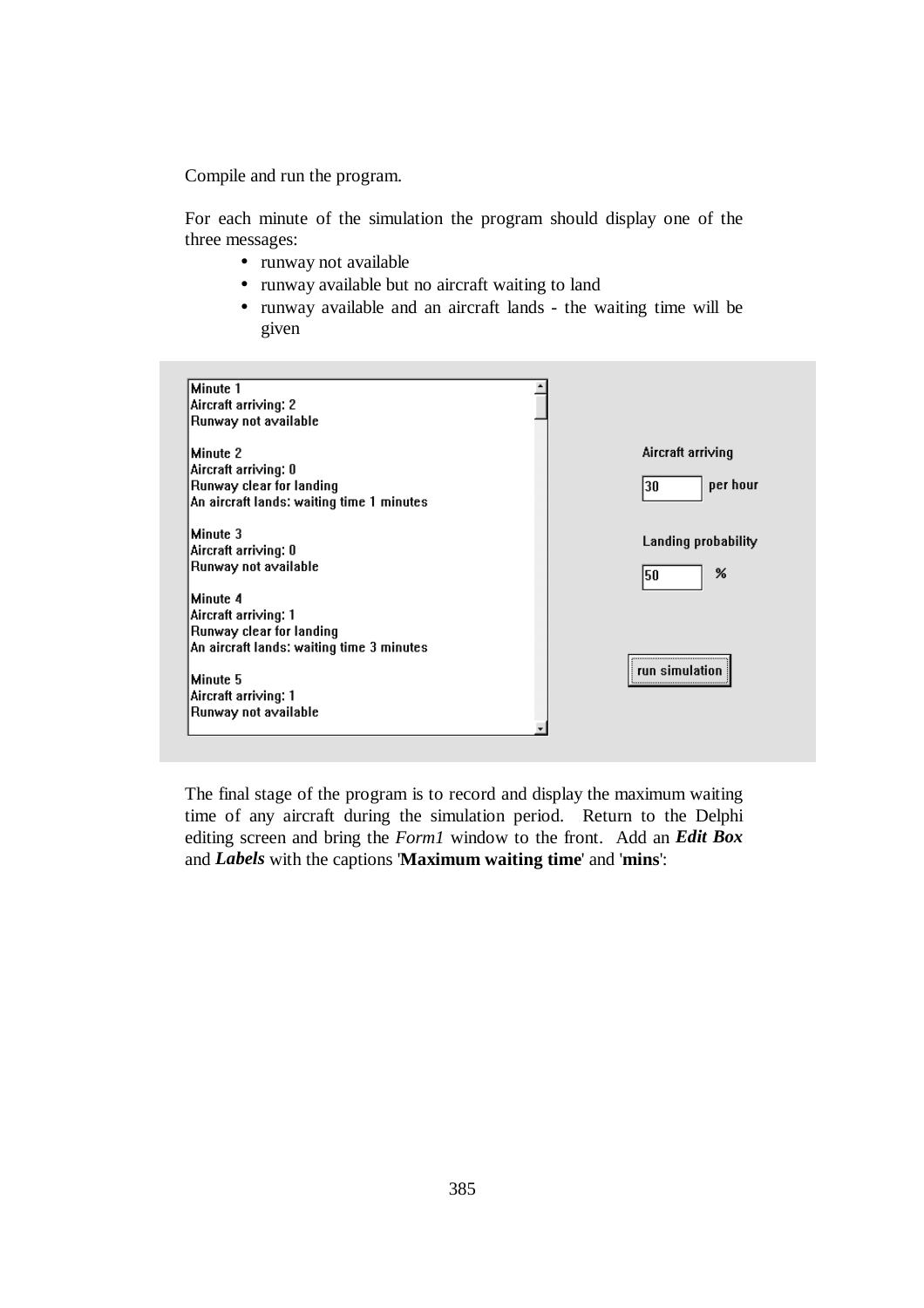Compile and run the program.

For each minute of the simulation the program should display one of the three messages:

- runway not available
- runway available but no aircraft waiting to land
- runway available and an aircraft lands - the waiting time will be given

```
Minute 1
Aircraft arriving: 2
Runway not available

Minute 2
Aircraft arriving: 0
Runway clear for landing
An aircraft lands: waiting time 1 minutes

Minute 3
Aircraft arriving: 0
Runway not available

Minute 4
Aircraft arriving: 1
Runway clear for landing
An aircraft lands: waiting time 3 minutes

Minute 5
Aircraft arriving: 1
Runway not available
```

Aircraft arriving

30 per hour

Landing probability

50 %

run simulation

The final stage of the program is to record and display the maximum waiting time of any aircraft during the simulation period. Return to the Delphi editing screen and bring the *Form1* window to the front. Add an ***Edit Box*** and ***Labels*** with the captions '**Maximum waiting time**' and '**mins**':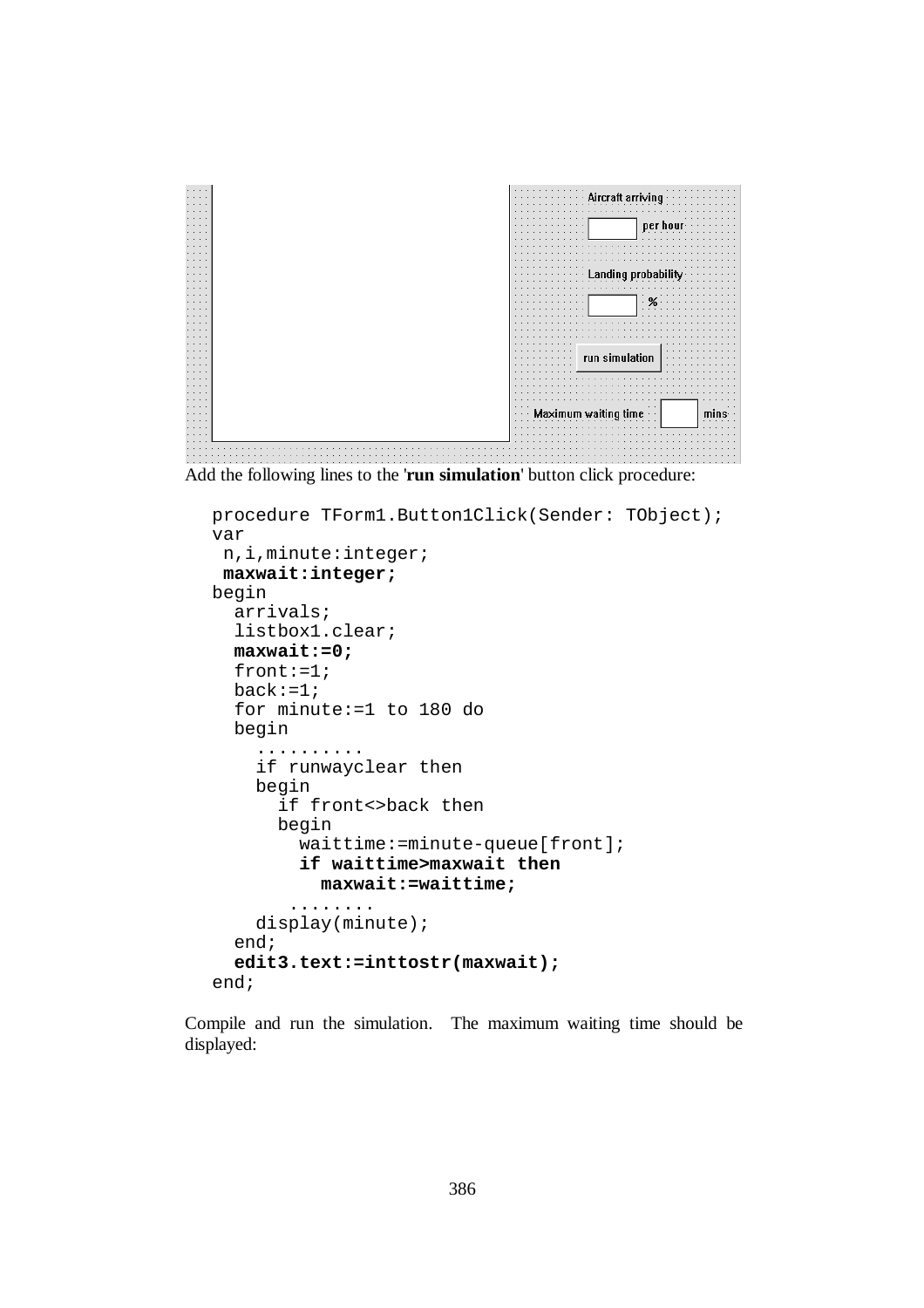Aircraft arriving

per hour

Landing probability

%

run simulation

Maximum waiting time mins

Add the following lines to the '**run simulation**' button click procedure:

```
procedure TForm1.Button1Click(Sender: TObject);
var
 n,i,minute:integer;
 maxwait:integer;
begin
  arrivals;
  listbox1.clear;
  maxwait:=0;
  front:=1;
  back:=1;
  for minute:=1 to 180 do
  begin
    ..........
    if runwayclear then
    begin
      if front<>back then
      begin
        waittime:=minute-queue[front];
        if waittime>maxwait then
          maxwait:=waittime;
       ........
    display(minute);
  end;
  edit3.text:=inttostr(maxwait);
end;
```

Compile and run the simulation. The maximum waiting time should be displayed: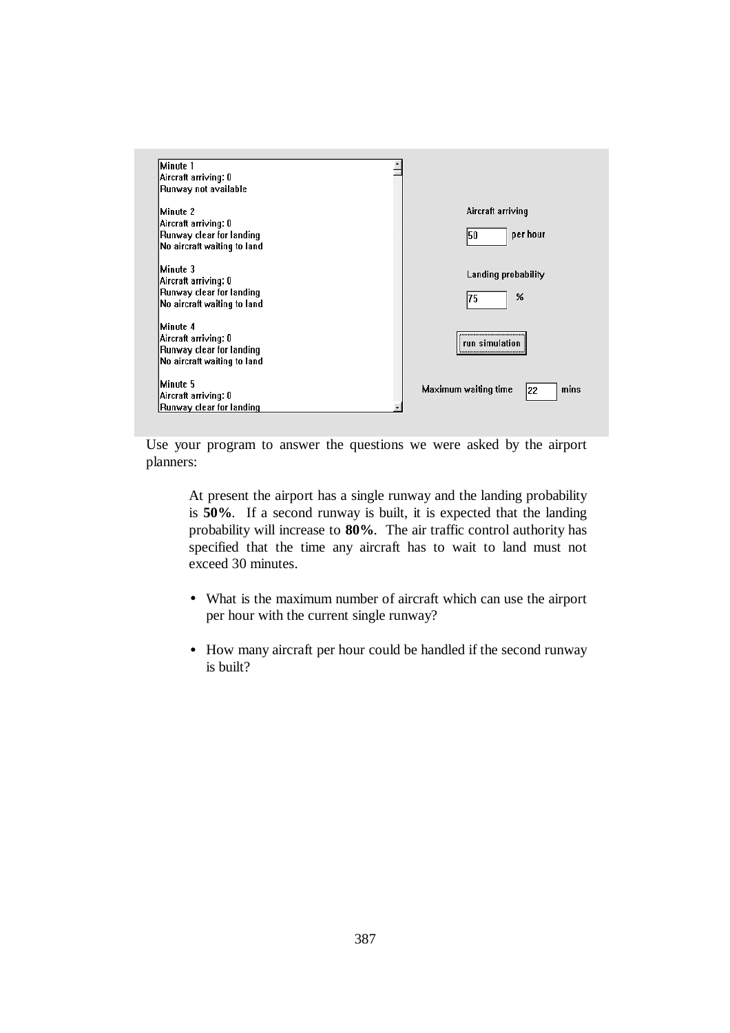Minute 1
Aircraft arriving: 0
Runway not available

Minute 2
Aircraft arriving: 0
Runway clear for landing
No aircraft waiting to land

Minute 3
Aircraft arriving: 0
Runway clear for landing
No aircraft waiting to land

Minute 4
Aircraft arriving: 0
Runway clear for landing
No aircraft waiting to land

Minute 5
Aircraft arriving: 0
Runway clear for landing

Aircraft arriving

50 per hour

Landing probability

75 %

run simulation

Maximum waiting time 22 mins

Use your program to answer the questions we were asked by the airport planners:

> At present the airport has a single runway and the landing probability is **50%**. If a second runway is built, it is expected that the landing probability will increase to **80%**. The air traffic control authority has specified that the time any aircraft has to wait to land must not exceed 30 minutes.
>
> - What is the maximum number of aircraft which can use the airport per hour with the current single runway?
> - How many aircraft per hour could be handled if the second runway is built?